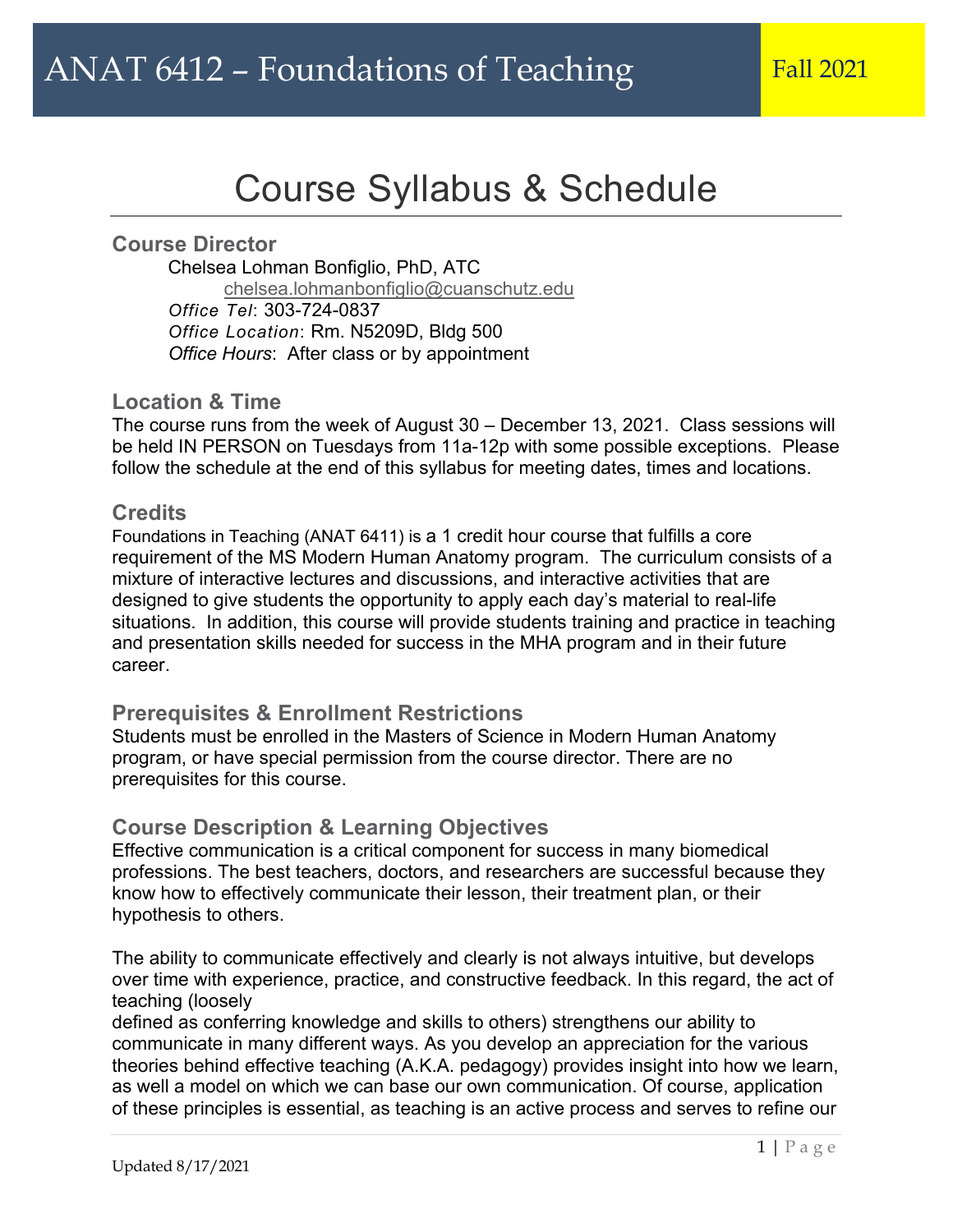# ANAT 6412 – Foundations of Teaching

Fall 2021

## Course Syllabus & Schedule

### Course Director

Chelsea Lohman Bonfiglio, PhD, ATC
chelsea.lohmanbonfiglio@cuanschutz.edu
*Office Tel*: 303-724-0837
*Office Location*: Rm. N5209D, Bldg 500
*Office Hours*: After class or by appointment

### Location & Time

The course runs from the week of August 30 – December 13, 2021. Class sessions will be held IN PERSON on Tuesdays from 11a-12p with some possible exceptions. Please follow the schedule at the end of this syllabus for meeting dates, times and locations.

### Credits

Foundations in Teaching (ANAT 6411) is a 1 credit hour course that fulfills a core requirement of the MS Modern Human Anatomy program. The curriculum consists of a mixture of interactive lectures and discussions, and interactive activities that are designed to give students the opportunity to apply each day's material to real-life situations. In addition, this course will provide students training and practice in teaching and presentation skills needed for success in the MHA program and in their future career.

### Prerequisites & Enrollment Restrictions

Students must be enrolled in the Masters of Science in Modern Human Anatomy program, or have special permission from the course director. There are no prerequisites for this course.

### Course Description & Learning Objectives

Effective communication is a critical component for success in many biomedical professions. The best teachers, doctors, and researchers are successful because they know how to effectively communicate their lesson, their treatment plan, or their hypothesis to others.

The ability to communicate effectively and clearly is not always intuitive, but develops over time with experience, practice, and constructive feedback. In this regard, the act of teaching (loosely defined as conferring knowledge and skills to others) strengthens our ability to communicate in many different ways. As you develop an appreciation for the various theories behind effective teaching (A.K.A. pedagogy) provides insight into how we learn, as well a model on which we can base our own communication. Of course, application of these principles is essential, as teaching is an active process and serves to refine our

Updated 8/17/2021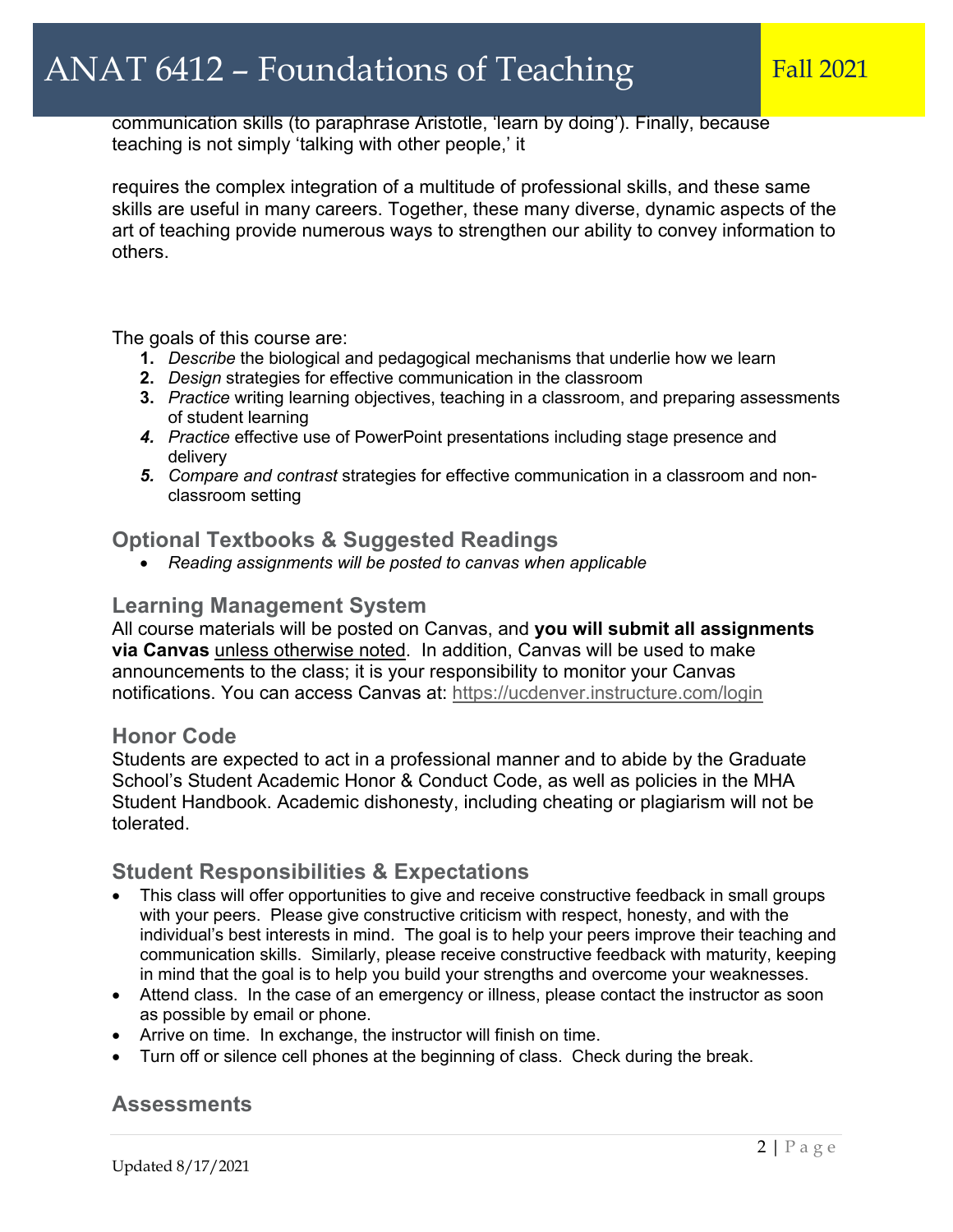communication skills (to paraphrase Aristotle, 'learn by doing'). Finally, because teaching is not simply 'talking with other people,' it

requires the complex integration of a multitude of professional skills, and these same skills are useful in many careers. Together, these many diverse, dynamic aspects of the art of teaching provide numerous ways to strengthen our ability to convey information to others.

The goals of this course are:

1. *Describe* the biological and pedagogical mechanisms that underlie how we learn
2. *Design* strategies for effective communication in the classroom
3. *Practice* writing learning objectives, teaching in a classroom, and preparing assessments of student learning
4. *Practice* effective use of PowerPoint presentations including stage presence and delivery
5. *Compare and contrast* strategies for effective communication in a classroom and non-classroom setting

## Optional Textbooks & Suggested Readings

- *Reading assignments will be posted to canvas when applicable*

## Learning Management System

All course materials will be posted on Canvas, and **you will submit all assignments via Canvas** unless otherwise noted. In addition, Canvas will be used to make announcements to the class; it is your responsibility to monitor your Canvas notifications. You can access Canvas at: https://ucdenver.instructure.com/login

## Honor Code

Students are expected to act in a professional manner and to abide by the Graduate School's Student Academic Honor & Conduct Code, as well as policies in the MHA Student Handbook. Academic dishonesty, including cheating or plagiarism will not be tolerated.

## Student Responsibilities & Expectations

- This class will offer opportunities to give and receive constructive feedback in small groups with your peers. Please give constructive criticism with respect, honesty, and with the individual's best interests in mind. The goal is to help your peers improve their teaching and communication skills. Similarly, please receive constructive feedback with maturity, keeping in mind that the goal is to help you build your strengths and overcome your weaknesses.
- Attend class. In the case of an emergency or illness, please contact the instructor as soon as possible by email or phone.
- Arrive on time. In exchange, the instructor will finish on time.
- Turn off or silence cell phones at the beginning of class. Check during the break.

## Assessments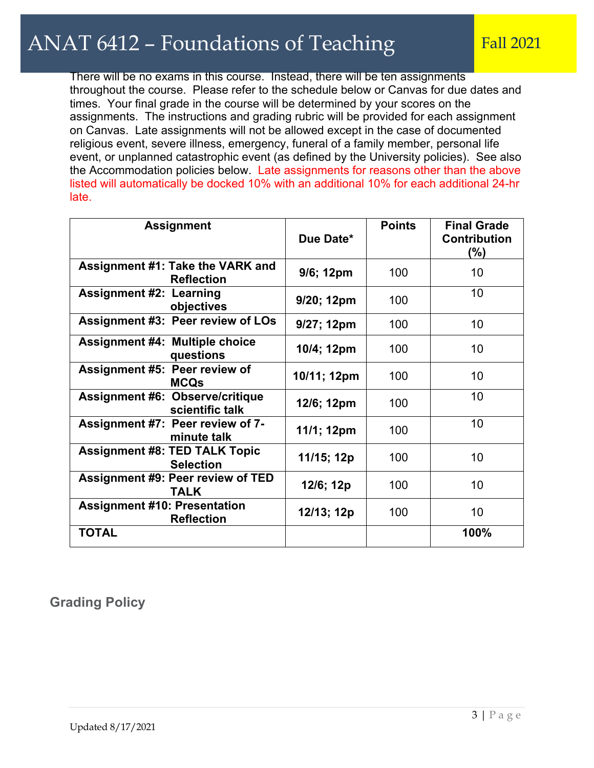There will be no exams in this course. Instead, there will be ten assignments throughout the course. Please refer to the schedule below or Canvas for due dates and times. Your final grade in the course will be determined by your scores on the assignments. The instructions and grading rubric will be provided for each assignment on Canvas. Late assignments will not be allowed except in the case of documented religious event, severe illness, emergency, funeral of a family member, personal life event, or unplanned catastrophic event (as defined by the University policies). See also the Accommodation policies below. Late assignments for reasons other than the above listed will automatically be docked 10% with an additional 10% for each additional 24-hr late.

| Assignment | Due Date* | Points | Final Grade Contribution (%) |
|---|---|---|---|
| **Assignment #1: Take the VARK and Reflection** | **9/6; 12pm** | 100 | 10 |
| **Assignment #2: Learning objectives** | **9/20; 12pm** | 100 | 10 |
| **Assignment #3: Peer review of LOs** | **9/27; 12pm** | 100 | 10 |
| **Assignment #4: Multiple choice questions** | **10/4; 12pm** | 100 | 10 |
| **Assignment #5: Peer review of MCQs** | **10/11; 12pm** | 100 | 10 |
| **Assignment #6: Observe/critique scientific talk** | **12/6; 12pm** | 100 | 10 |
| **Assignment #7: Peer review of 7-minute talk** | **11/1; 12pm** | 100 | 10 |
| **Assignment #8: TED TALK Topic Selection** | **11/15; 12p** | 100 | 10 |
| **Assignment #9: Peer review of TED TALK** | **12/6; 12p** | 100 | 10 |
| **Assignment #10: Presentation Reflection** | **12/13; 12p** | 100 | 10 |
| **TOTAL** | | | **100%** |

## Grading Policy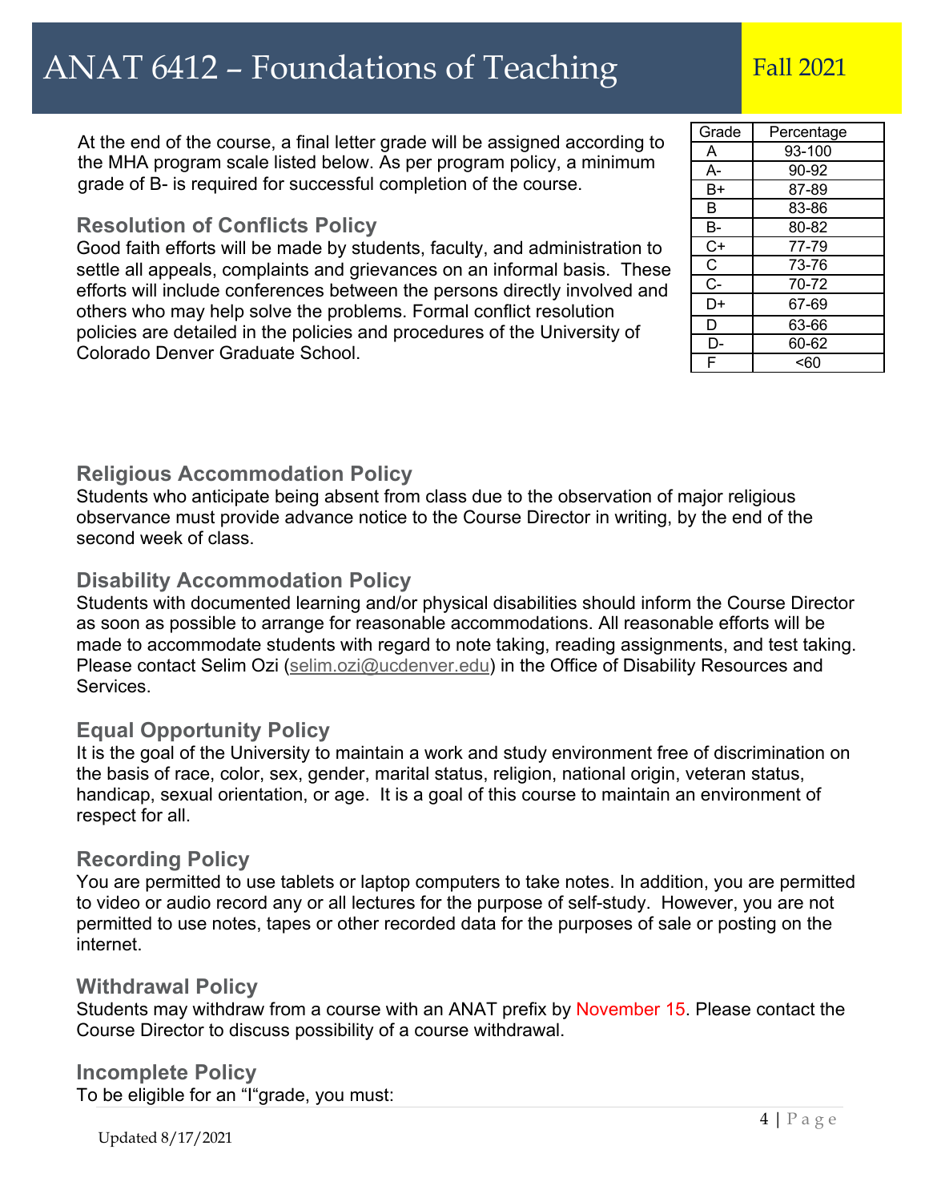At the end of the course, a final letter grade will be assigned according to the MHA program scale listed below. As per program policy, a minimum grade of B- is required for successful completion of the course.

| Grade | Percentage |
|---|---|
| A | 93-100 |
| A- | 90-92 |
| B+ | 87-89 |
| B | 83-86 |
| B- | 80-82 |
| C+ | 77-79 |
| C | 73-76 |
| C- | 70-72 |
| D+ | 67-69 |
| D | 63-66 |
| D- | 60-62 |
| F | <60 |

## Resolution of Conflicts Policy

Good faith efforts will be made by students, faculty, and administration to settle all appeals, complaints and grievances on an informal basis. These efforts will include conferences between the persons directly involved and others who may help solve the problems. Formal conflict resolution policies are detailed in the policies and procedures of the University of Colorado Denver Graduate School.

## Religious Accommodation Policy

Students who anticipate being absent from class due to the observation of major religious observance must provide advance notice to the Course Director in writing, by the end of the second week of class.

## Disability Accommodation Policy

Students with documented learning and/or physical disabilities should inform the Course Director as soon as possible to arrange for reasonable accommodations. All reasonable efforts will be made to accommodate students with regard to note taking, reading assignments, and test taking. Please contact Selim Ozi (selim.ozi@ucdenver.edu) in the Office of Disability Resources and Services.

## Equal Opportunity Policy

It is the goal of the University to maintain a work and study environment free of discrimination on the basis of race, color, sex, gender, marital status, religion, national origin, veteran status, handicap, sexual orientation, or age. It is a goal of this course to maintain an environment of respect for all.

## Recording Policy

You are permitted to use tablets or laptop computers to take notes. In addition, you are permitted to video or audio record any or all lectures for the purpose of self-study. However, you are not permitted to use notes, tapes or other recorded data for the purposes of sale or posting on the internet.

## Withdrawal Policy

Students may withdraw from a course with an ANAT prefix by November 15. Please contact the Course Director to discuss possibility of a course withdrawal.

## Incomplete Policy

To be eligible for an "I"grade, you must: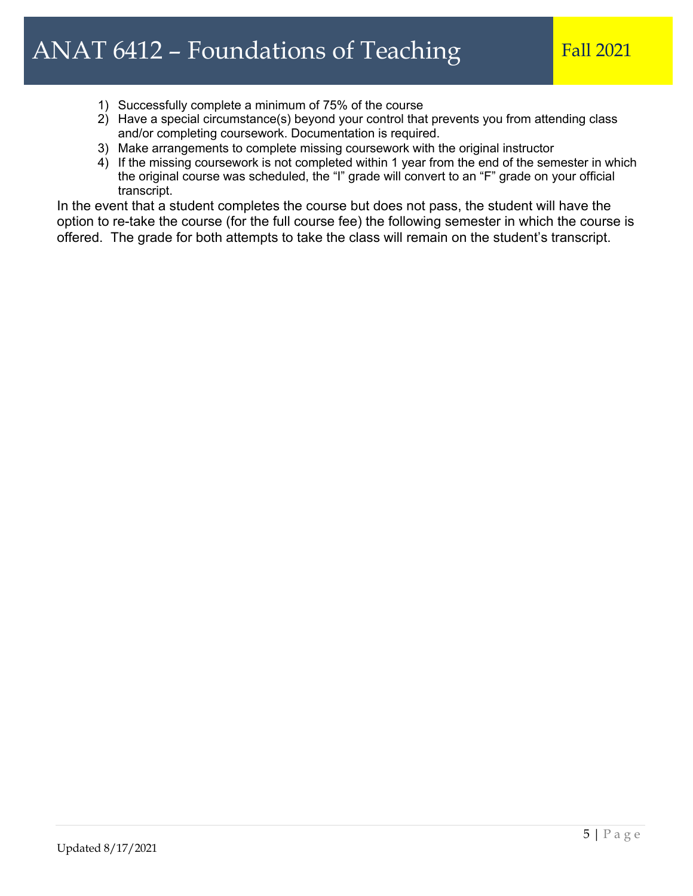1) Successfully complete a minimum of 75% of the course
2) Have a special circumstance(s) beyond your control that prevents you from attending class and/or completing coursework. Documentation is required.
3) Make arrangements to complete missing coursework with the original instructor
4) If the missing coursework is not completed within 1 year from the end of the semester in which the original course was scheduled, the “I” grade will convert to an “F” grade on your official transcript.

In the event that a student completes the course but does not pass, the student will have the option to re-take the course (for the full course fee) the following semester in which the course is offered. The grade for both attempts to take the class will remain on the student’s transcript.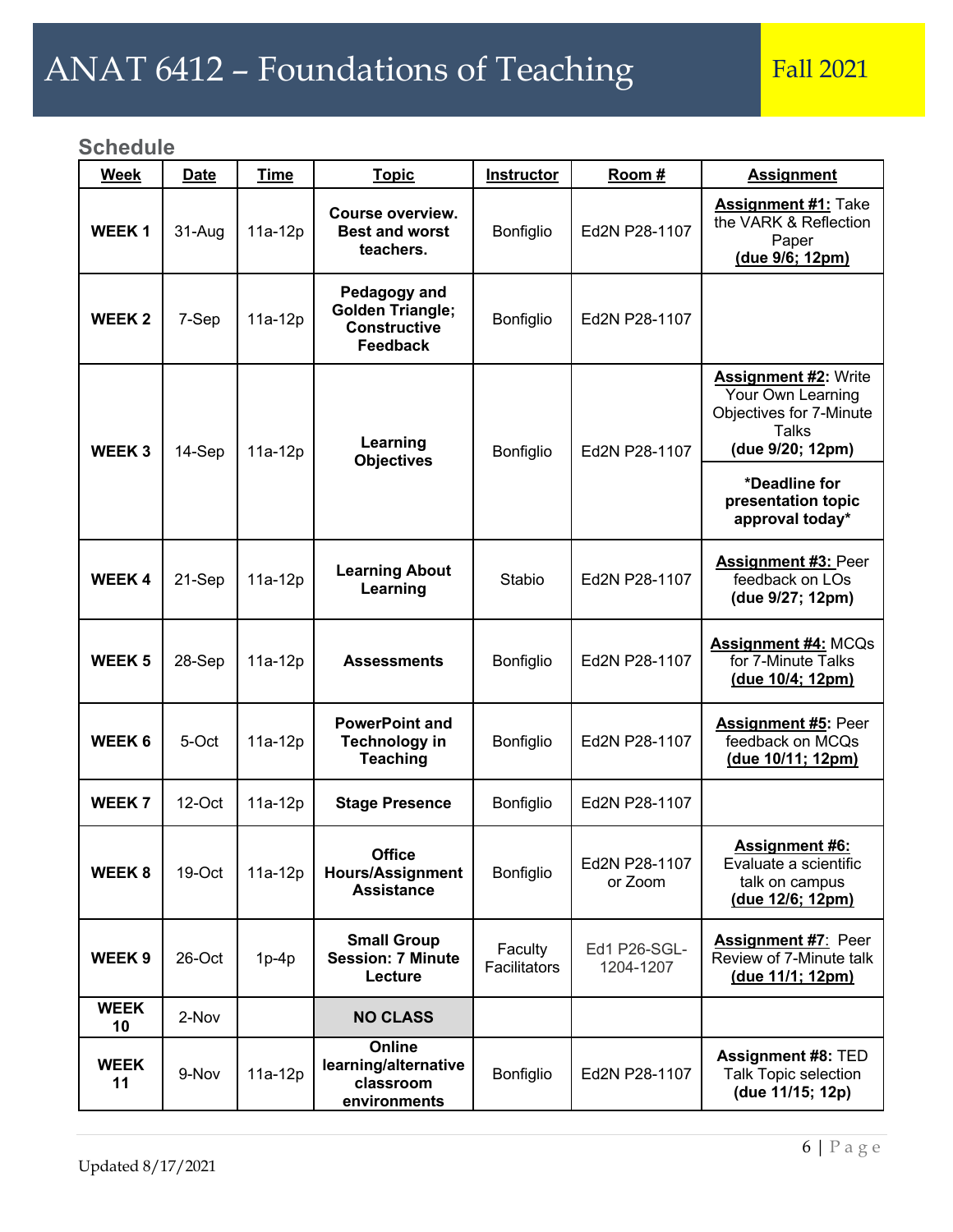# ANAT 6412 – Foundations of Teaching

Fall 2021

## Schedule

| Week | Date | Time | Topic | Instructor | Room # | Assignment |
|---|---|---|---|---|---|---|
| **WEEK 1** | 31-Aug | 11a-12p | **Course overview. Best and worst teachers.** | Bonfiglio | Ed2N P28-1107 | **Assignment #1:** Take the VARK & Reflection Paper **(due 9/6; 12pm)** |
| **WEEK 2** | 7-Sep | 11a-12p | **Pedagogy and Golden Triangle; Constructive Feedback** | Bonfiglio | Ed2N P28-1107 | |
| **WEEK 3** | 14-Sep | 11a-12p | **Learning Objectives** | Bonfiglio | Ed2N P28-1107 | **Assignment #2**: Write Your Own Learning Objectives for 7-Minute Talks **(due 9/20; 12pm)** **\*Deadline for presentation topic approval today\*** |
| **WEEK 4** | 21-Sep | 11a-12p | **Learning About Learning** | Stabio | Ed2N P28-1107 | **Assignment #3:** Peer feedback on LOs **(due 9/27; 12pm)** |
| **WEEK 5** | 28-Sep | 11a-12p | **Assessments** | Bonfiglio | Ed2N P28-1107 | **Assignment #4:** MCQs for 7-Minute Talks **(due 10/4; 12pm)** |
| **WEEK 6** | 5-Oct | 11a-12p | **PowerPoint and Technology in Teaching** | Bonfiglio | Ed2N P28-1107 | **Assignment #5**: Peer feedback on MCQs **(due 10/11; 12pm)** |
| **WEEK 7** | 12-Oct | 11a-12p | **Stage Presence** | Bonfiglio | Ed2N P28-1107 | |
| **WEEK 8** | 19-Oct | 11a-12p | **Office Hours/Assignment Assistance** | Bonfiglio | Ed2N P28-1107 or Zoom | **Assignment #6:** Evaluate a scientific talk on campus **(due 12/6; 12pm)** |
| **WEEK 9** | 26-Oct | 1p-4p | **Small Group Session: 7 Minute Lecture** | Faculty Facilitators | Ed1 P26-SGL-1204-1207 | **Assignment #7**: Peer Review of 7-Minute talk **(due 11/1; 12pm)** |
| **WEEK 10** | 2-Nov | | **NO CLASS** | | | |
| **WEEK 11** | 9-Nov | 11a-12p | **Online learning/alternative classroom environments** | Bonfiglio | Ed2N P28-1107 | **Assignment #8:** TED Talk Topic selection **(due 11/15; 12p)** |

Updated 8/17/2021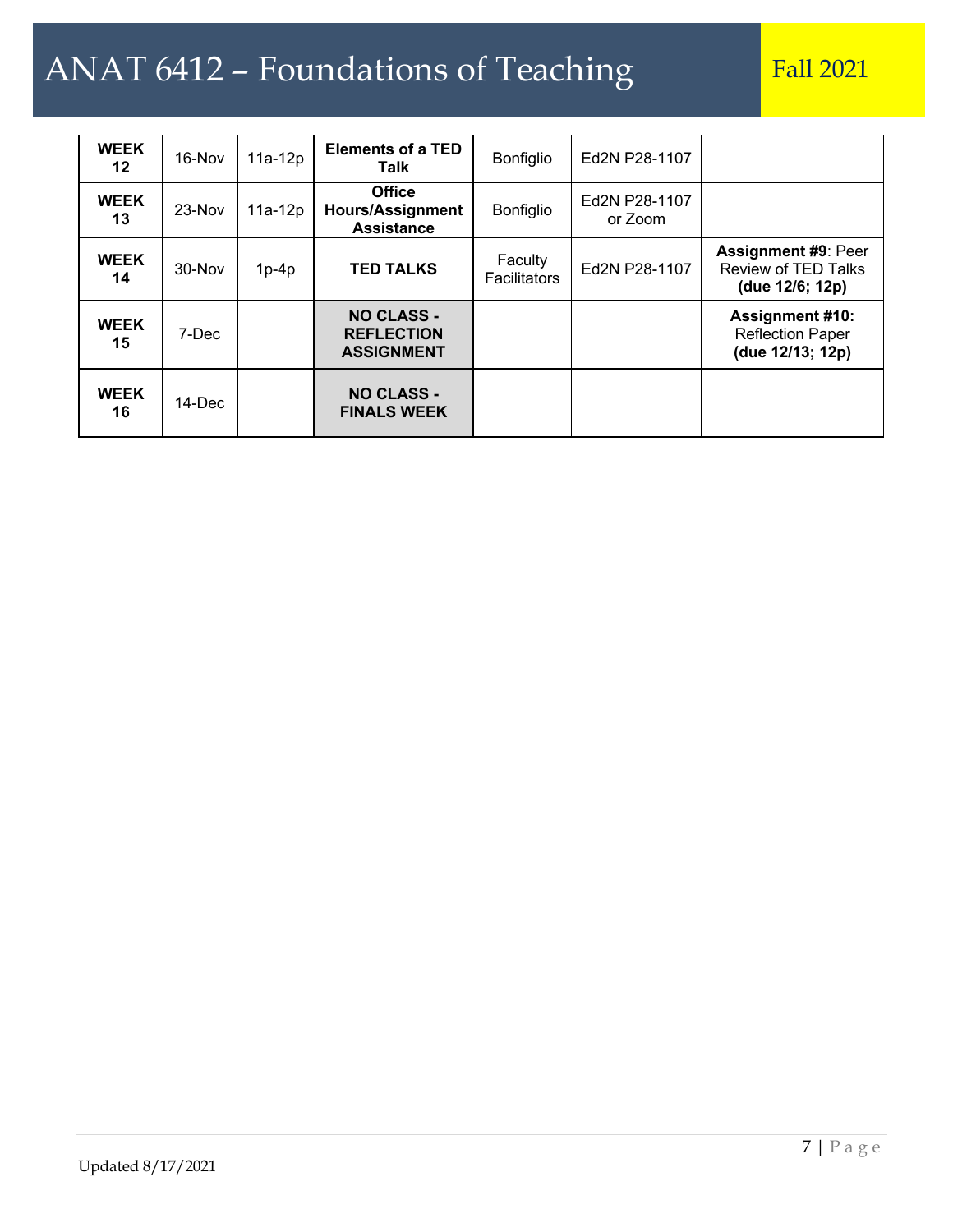| | | | | | | |
|---|---|---|---|---|---|---|
| **WEEK 12** | 16-Nov | 11a-12p | **Elements of a TED Talk** | Bonfiglio | Ed2N P28-1107 | |
| **WEEK 13** | 23-Nov | 11a-12p | **Office Hours/Assignment Assistance** | Bonfiglio | Ed2N P28-1107 or Zoom | |
| **WEEK 14** | 30-Nov | 1p-4p | **TED TALKS** | Faculty Facilitators | Ed2N P28-1107 | **Assignment #9**: Peer Review of TED Talks **(due 12/6; 12p)** |
| **WEEK 15** | 7-Dec | | **NO CLASS - REFLECTION ASSIGNMENT** | | | **Assignment #10:** Reflection Paper **(due 12/13; 12p)** |
| **WEEK 16** | 14-Dec | | **NO CLASS - FINALS WEEK** | | | |

Updated 8/17/2021